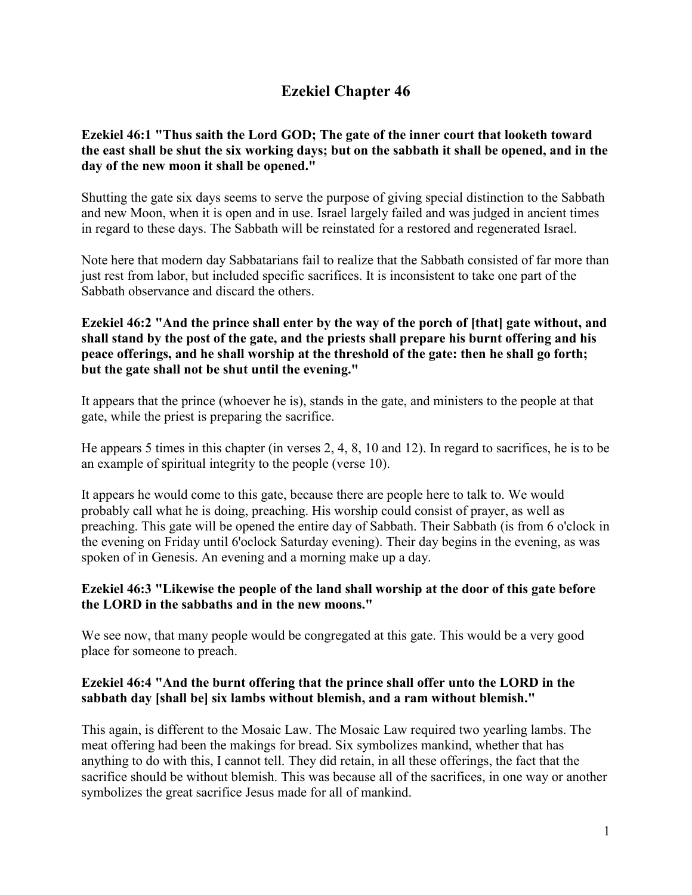# Ezekiel Chapter 46

**Ezekiel 46:1 "Thus saith the Lord GOD; The gate of the inner court that looketh toward the east shall be shut the six working days; but on the sabbath it shall be opened, and in the day of the new moon it shall be opened."**

Shutting the gate six days seems to serve the purpose of giving special distinction to the Sabbath and new Moon, when it is open and in use. Israel largely failed and was judged in ancient times in regard to these days. The Sabbath will be reinstated for a restored and regenerated Israel.

Note here that modern day Sabbatarians fail to realize that the Sabbath consisted of far more than just rest from labor, but included specific sacrifices. It is inconsistent to take one part of the Sabbath observance and discard the others.

**Ezekiel 46:2 "And the prince shall enter by the way of the porch of [that] gate without, and shall stand by the post of the gate, and the priests shall prepare his burnt offering and his peace offerings, and he shall worship at the threshold of the gate: then he shall go forth; but the gate shall not be shut until the evening."**

It appears that the prince (whoever he is), stands in the gate, and ministers to the people at that gate, while the priest is preparing the sacrifice.

He appears 5 times in this chapter (in verses 2, 4, 8, 10 and 12). In regard to sacrifices, he is to be an example of spiritual integrity to the people (verse 10).

It appears he would come to this gate, because there are people here to talk to. We would probably call what he is doing, preaching. His worship could consist of prayer, as well as preaching. This gate will be opened the entire day of Sabbath. Their Sabbath (is from 6 o'clock in the evening on Friday until 6'oclock Saturday evening). Their day begins in the evening, as was spoken of in Genesis. An evening and a morning make up a day.

**Ezekiel 46:3 "Likewise the people of the land shall worship at the door of this gate before the LORD in the sabbaths and in the new moons."**

We see now, that many people would be congregated at this gate. This would be a very good place for someone to preach.

**Ezekiel 46:4 "And the burnt offering that the prince shall offer unto the LORD in the sabbath day [shall be] six lambs without blemish, and a ram without blemish."**

This again, is different to the Mosaic Law. The Mosaic Law required two yearling lambs. The meat offering had been the makings for bread. Six symbolizes mankind, whether that has anything to do with this, I cannot tell. They did retain, in all these offerings, the fact that the sacrifice should be without blemish. This was because all of the sacrifices, in one way or another symbolizes the great sacrifice Jesus made for all of mankind.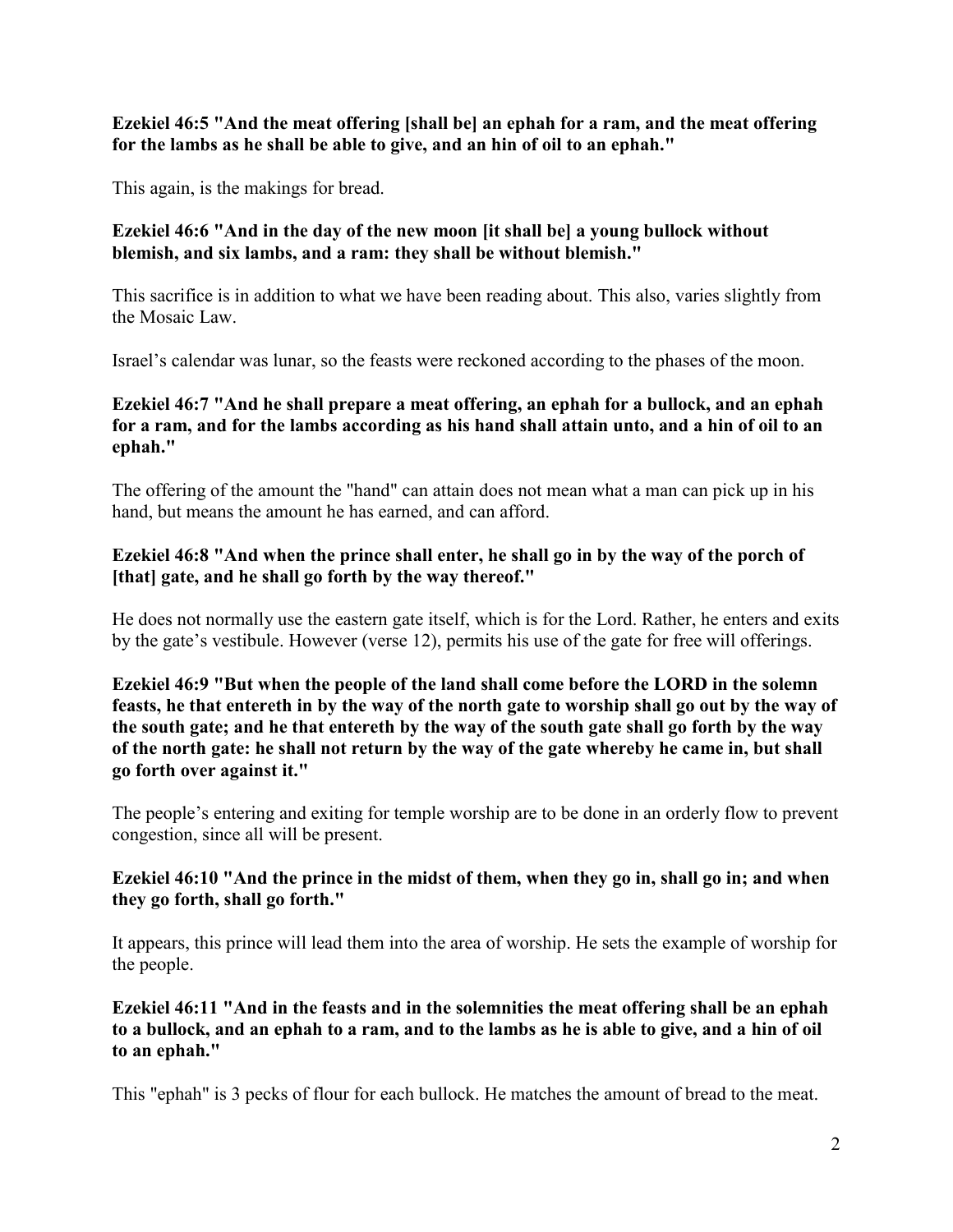**Ezekiel 46:5 "And the meat offering [shall be] an ephah for a ram, and the meat offering for the lambs as he shall be able to give, and an hin of oil to an ephah."**

This again, is the makings for bread.

**Ezekiel 46:6 "And in the day of the new moon [it shall be] a young bullock without blemish, and six lambs, and a ram: they shall be without blemish."**

This sacrifice is in addition to what we have been reading about. This also, varies slightly from the Mosaic Law.

Israel's calendar was lunar, so the feasts were reckoned according to the phases of the moon.

**Ezekiel 46:7 "And he shall prepare a meat offering, an ephah for a bullock, and an ephah for a ram, and for the lambs according as his hand shall attain unto, and a hin of oil to an ephah."**

The offering of the amount the "hand" can attain does not mean what a man can pick up in his hand, but means the amount he has earned, and can afford.

**Ezekiel 46:8 "And when the prince shall enter, he shall go in by the way of the porch of [that] gate, and he shall go forth by the way thereof."**

He does not normally use the eastern gate itself, which is for the Lord. Rather, he enters and exits by the gate's vestibule. However (verse 12), permits his use of the gate for free will offerings.

**Ezekiel 46:9 "But when the people of the land shall come before the LORD in the solemn feasts, he that entereth in by the way of the north gate to worship shall go out by the way of the south gate; and he that entereth by the way of the south gate shall go forth by the way of the north gate: he shall not return by the way of the gate whereby he came in, but shall go forth over against it."**

The people's entering and exiting for temple worship are to be done in an orderly flow to prevent congestion, since all will be present.

**Ezekiel 46:10 "And the prince in the midst of them, when they go in, shall go in; and when they go forth, shall go forth."**

It appears, this prince will lead them into the area of worship. He sets the example of worship for the people.

**Ezekiel 46:11 "And in the feasts and in the solemnities the meat offering shall be an ephah to a bullock, and an ephah to a ram, and to the lambs as he is able to give, and a hin of oil to an ephah."**

This "ephah" is 3 pecks of flour for each bullock. He matches the amount of bread to the meat.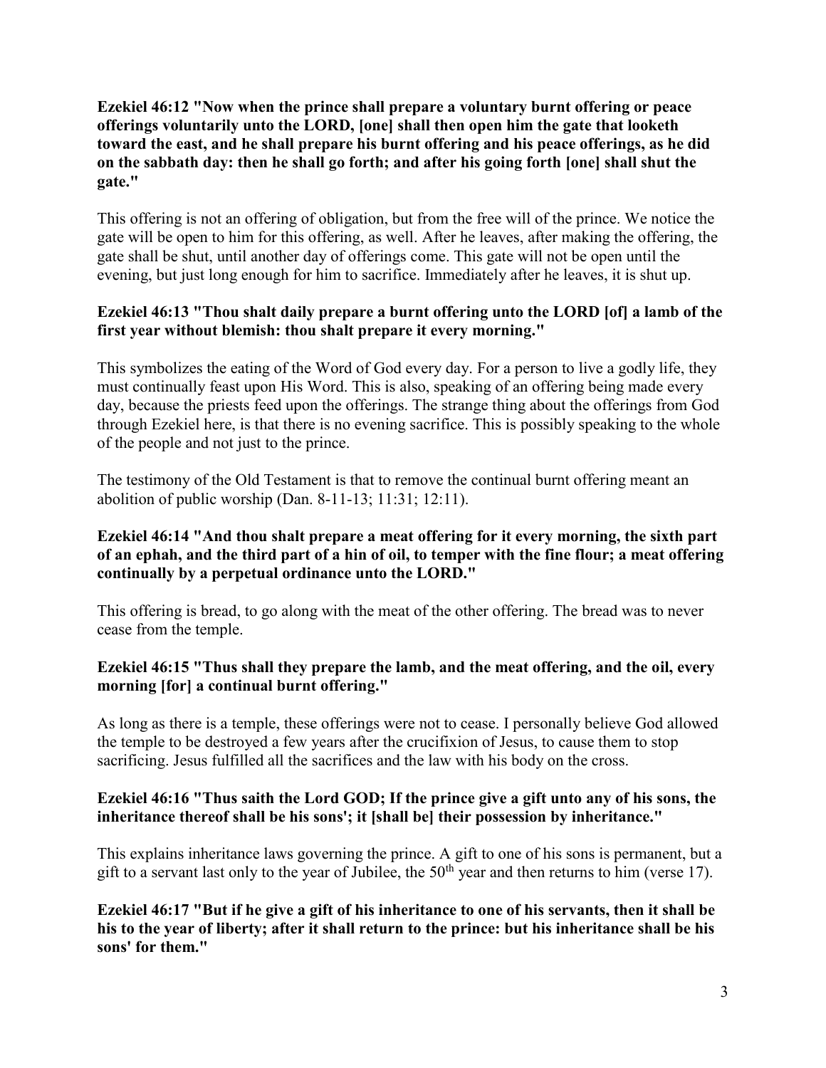**Ezekiel 46:12 "Now when the prince shall prepare a voluntary burnt offering or peace offerings voluntarily unto the LORD, [one] shall then open him the gate that looketh toward the east, and he shall prepare his burnt offering and his peace offerings, as he did on the sabbath day: then he shall go forth; and after his going forth [one] shall shut the gate."**

This offering is not an offering of obligation, but from the free will of the prince. We notice the gate will be open to him for this offering, as well. After he leaves, after making the offering, the gate shall be shut, until another day of offerings come. This gate will not be open until the evening, but just long enough for him to sacrifice. Immediately after he leaves, it is shut up.

**Ezekiel 46:13 "Thou shalt daily prepare a burnt offering unto the LORD [of] a lamb of the first year without blemish: thou shalt prepare it every morning."**

This symbolizes the eating of the Word of God every day. For a person to live a godly life, they must continually feast upon His Word. This is also, speaking of an offering being made every day, because the priests feed upon the offerings. The strange thing about the offerings from God through Ezekiel here, is that there is no evening sacrifice. This is possibly speaking to the whole of the people and not just to the prince.

The testimony of the Old Testament is that to remove the continual burnt offering meant an abolition of public worship (Dan. 8-11-13; 11:31; 12:11).

**Ezekiel 46:14 "And thou shalt prepare a meat offering for it every morning, the sixth part of an ephah, and the third part of a hin of oil, to temper with the fine flour; a meat offering continually by a perpetual ordinance unto the LORD."**

This offering is bread, to go along with the meat of the other offering. The bread was to never cease from the temple.

**Ezekiel 46:15 "Thus shall they prepare the lamb, and the meat offering, and the oil, every morning [for] a continual burnt offering."**

As long as there is a temple, these offerings were not to cease. I personally believe God allowed the temple to be destroyed a few years after the crucifixion of Jesus, to cause them to stop sacrificing. Jesus fulfilled all the sacrifices and the law with his body on the cross.

**Ezekiel 46:16 "Thus saith the Lord GOD; If the prince give a gift unto any of his sons, the inheritance thereof shall be his sons'; it [shall be] their possession by inheritance."**

This explains inheritance laws governing the prince. A gift to one of his sons is permanent, but a gift to a servant last only to the year of Jubilee, the 50th year and then returns to him (verse 17).

**Ezekiel 46:17 "But if he give a gift of his inheritance to one of his servants, then it shall be his to the year of liberty; after it shall return to the prince: but his inheritance shall be his sons' for them."**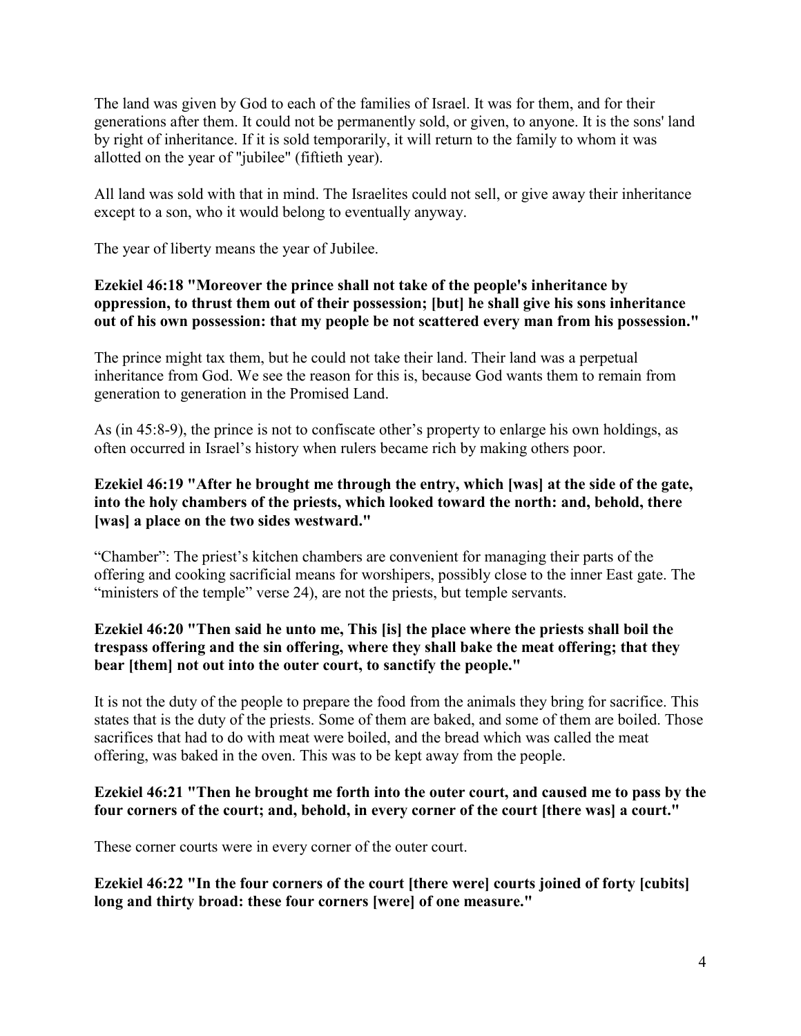The land was given by God to each of the families of Israel. It was for them, and for their generations after them. It could not be permanently sold, or given, to anyone. It is the sons' land by right of inheritance. If it is sold temporarily, it will return to the family to whom it was allotted on the year of "jubilee" (fiftieth year).

All land was sold with that in mind. The Israelites could not sell, or give away their inheritance except to a son, who it would belong to eventually anyway.

The year of liberty means the year of Jubilee.

**Ezekiel 46:18 "Moreover the prince shall not take of the people's inheritance by oppression, to thrust them out of their possession; [but] he shall give his sons inheritance out of his own possession: that my people be not scattered every man from his possession."**

The prince might tax them, but he could not take their land. Their land was a perpetual inheritance from God. We see the reason for this is, because God wants them to remain from generation to generation in the Promised Land.

As (in 45:8-9), the prince is not to confiscate other's property to enlarge his own holdings, as often occurred in Israel's history when rulers became rich by making others poor.

**Ezekiel 46:19 "After he brought me through the entry, which [was] at the side of the gate, into the holy chambers of the priests, which looked toward the north: and, behold, there [was] a place on the two sides westward."**

"Chamber": The priest's kitchen chambers are convenient for managing their parts of the offering and cooking sacrificial means for worshipers, possibly close to the inner East gate. The "ministers of the temple" verse 24), are not the priests, but temple servants.

**Ezekiel 46:20 "Then said he unto me, This [is] the place where the priests shall boil the trespass offering and the sin offering, where they shall bake the meat offering; that they bear [them] not out into the outer court, to sanctify the people."**

It is not the duty of the people to prepare the food from the animals they bring for sacrifice. This states that is the duty of the priests. Some of them are baked, and some of them are boiled. Those sacrifices that had to do with meat were boiled, and the bread which was called the meat offering, was baked in the oven. This was to be kept away from the people.

**Ezekiel 46:21 "Then he brought me forth into the outer court, and caused me to pass by the four corners of the court; and, behold, in every corner of the court [there was] a court."**

These corner courts were in every corner of the outer court.

**Ezekiel 46:22 "In the four corners of the court [there were] courts joined of forty [cubits] long and thirty broad: these four corners [were] of one measure."**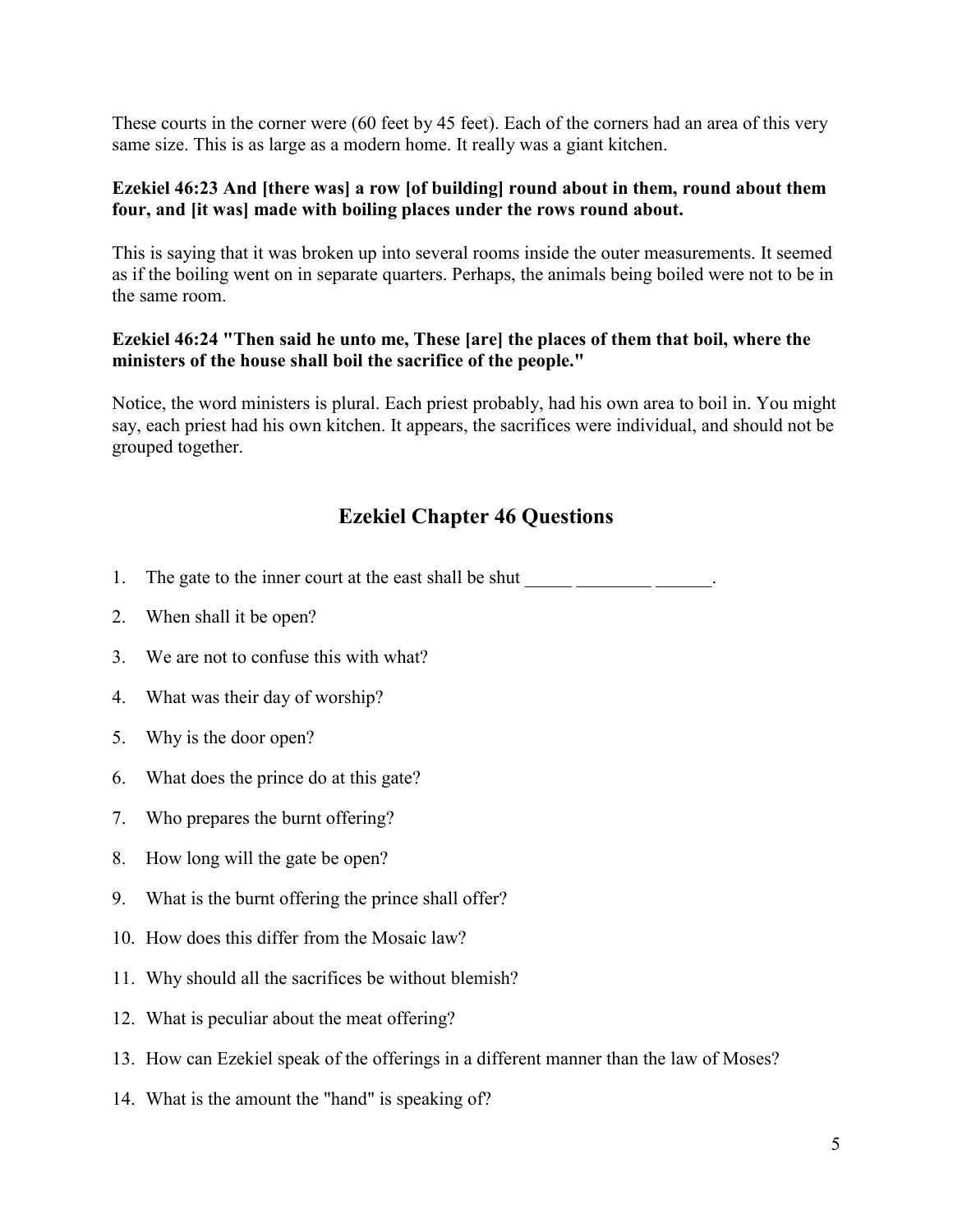These courts in the corner were (60 feet by 45 feet). Each of the corners had an area of this very same size. This is as large as a modern home. It really was a giant kitchen.

**Ezekiel 46:23 And [there was] a row [of building] round about in them, round about them four, and [it was] made with boiling places under the rows round about.**

This is saying that it was broken up into several rooms inside the outer measurements. It seemed as if the boiling went on in separate quarters. Perhaps, the animals being boiled were not to be in the same room.

**Ezekiel 46:24 "Then said he unto me, These [are] the places of them that boil, where the ministers of the house shall boil the sacrifice of the people."**

Notice, the word ministers is plural. Each priest probably, had his own area to boil in. You might say, each priest had his own kitchen. It appears, the sacrifices were individual, and should not be grouped together.

## Ezekiel Chapter 46 Questions

1. The gate to the inner court at the east shall be shut _____ ________ ______.
2. When shall it be open?
3. We are not to confuse this with what?
4. What was their day of worship?
5. Why is the door open?
6. What does the prince do at this gate?
7. Who prepares the burnt offering?
8. How long will the gate be open?
9. What is the burnt offering the prince shall offer?
10. How does this differ from the Mosaic law?
11. Why should all the sacrifices be without blemish?
12. What is peculiar about the meat offering?
13. How can Ezekiel speak of the offerings in a different manner than the law of Moses?
14. What is the amount the "hand" is speaking of?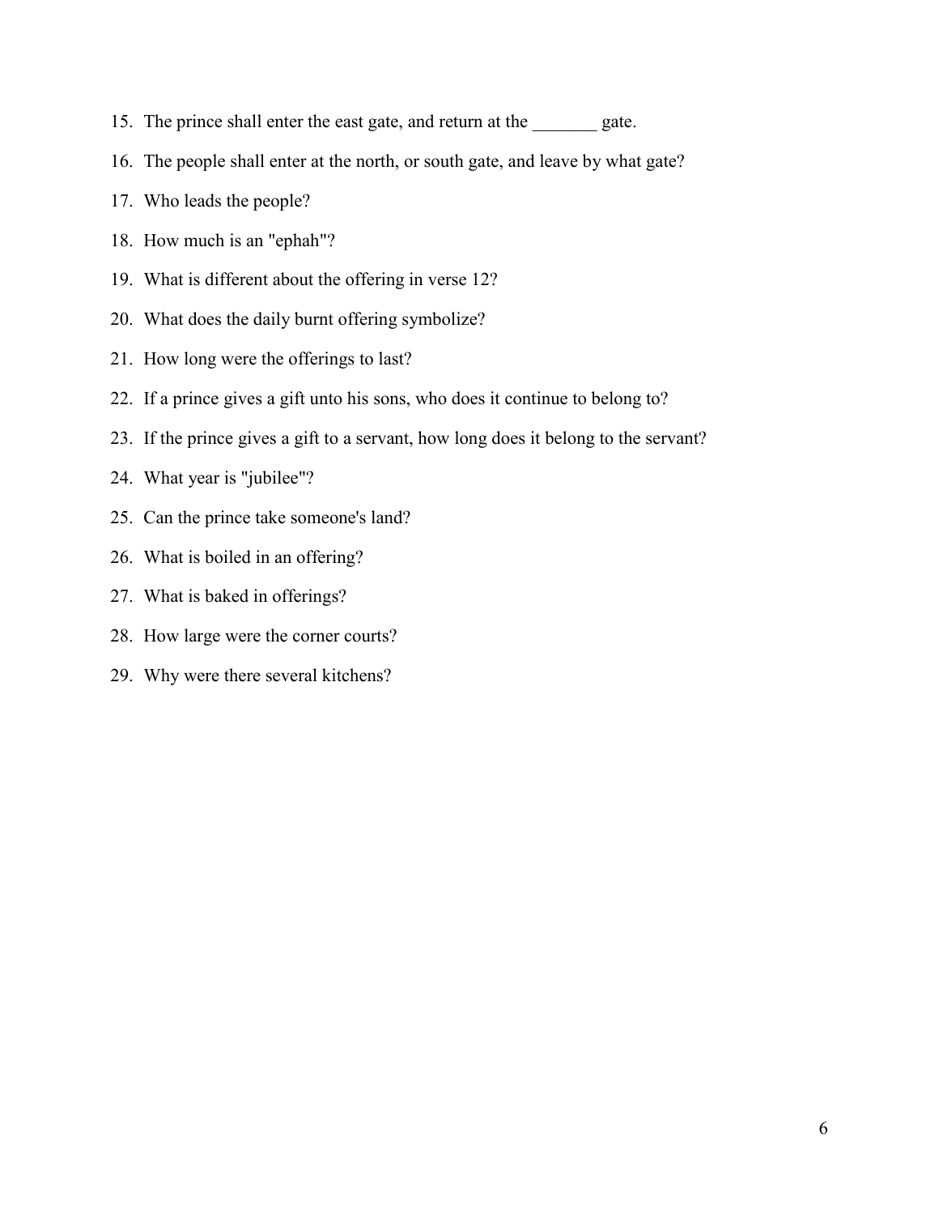15. The prince shall enter the east gate, and return at the _______ gate.
16. The people shall enter at the north, or south gate, and leave by what gate?
17. Who leads the people?
18. How much is an "ephah"?
19. What is different about the offering in verse 12?
20. What does the daily burnt offering symbolize?
21. How long were the offerings to last?
22. If a prince gives a gift unto his sons, who does it continue to belong to?
23. If the prince gives a gift to a servant, how long does it belong to the servant?
24. What year is "jubilee"?
25. Can the prince take someone's land?
26. What is boiled in an offering?
27. What is baked in offerings?
28. How large were the corner courts?
29. Why were there several kitchens?